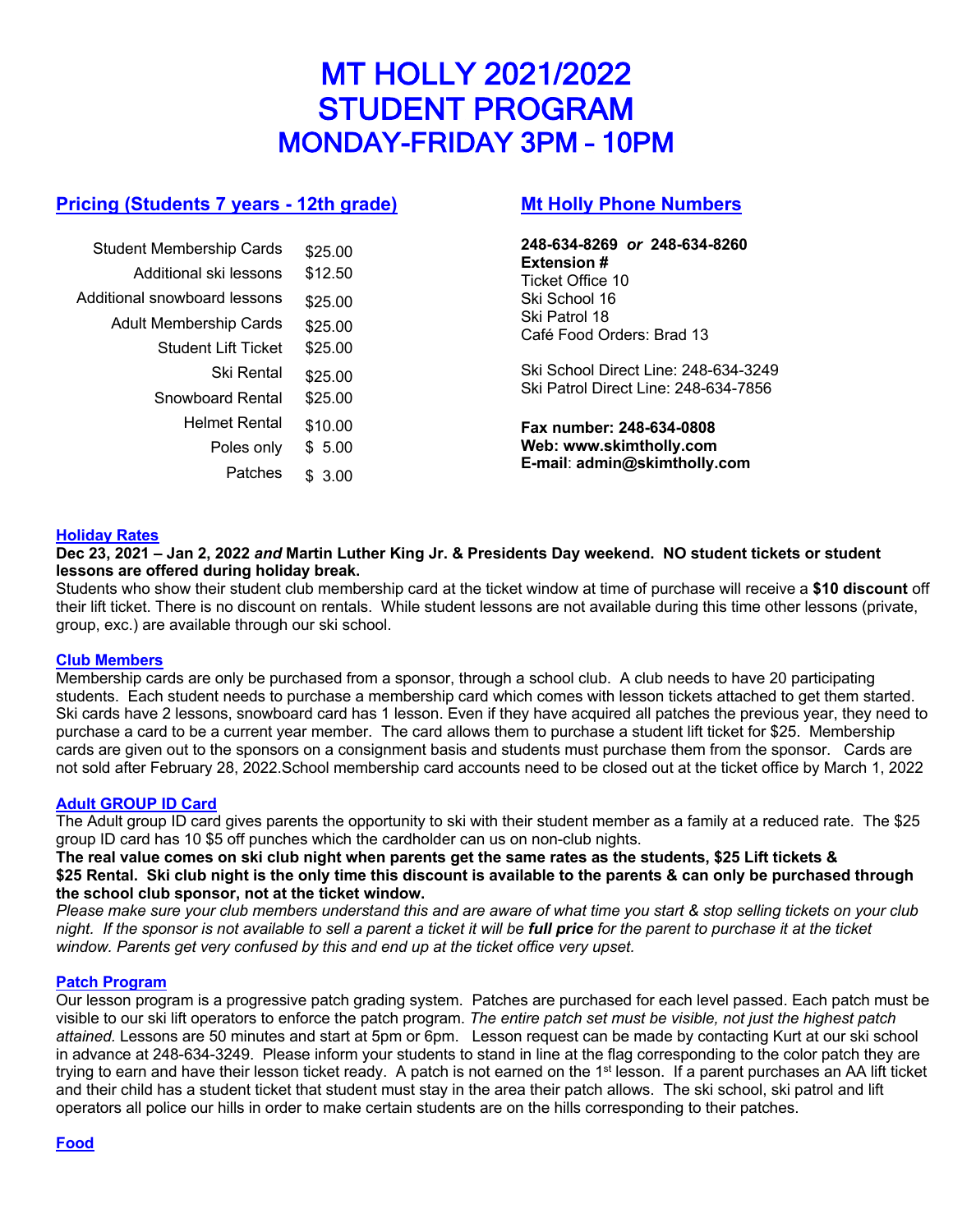# MT HOLLY 2021/2022
# STUDENT PROGRAM
# MONDAY-FRIDAY 3PM – 10PM

## Pricing (Students 7 years - 12th grade)

| Item | Price |
|---|---|
| Student Membership Cards | $25.00 |
| Additional ski lessons | $12.50 |
| Additional snowboard lessons | $25.00 |
| Adult Membership Cards | $25.00 |
| Student Lift Ticket | $25.00 |
| Ski Rental | $25.00 |
| Snowboard Rental | $25.00 |
| Helmet Rental | $10.00 |
| Poles only | $ 5.00 |
| Patches | $ 3.00 |

## Mt Holly Phone Numbers

**248-634-8269** ***or*** **248-634-8260**
**Extension #**
Ticket Office 10
Ski School 16
Ski Patrol 18
Café Food Orders: Brad 13

Ski School Direct Line: 248-634-3249
Ski Patrol Direct Line: 248-634-7856

**Fax number: 248-634-0808**
**Web: www.skimtholly.com**
**E-mail**: **admin@skimtholly.com**

### Holiday Rates

**Dec 23, 2021 – Jan 2, 2022** ***and*** **Martin Luther King Jr. & Presidents Day weekend. NO student tickets or student lessons are offered during holiday break.**
Students who show their student club membership card at the ticket window at time of purchase will receive a **$10 discount** off their lift ticket. There is no discount on rentals. While student lessons are not available during this time other lessons (private, group, exc.) are available through our ski school.

### Club Members

Membership cards are only be purchased from a sponsor, through a school club. A club needs to have 20 participating students. Each student needs to purchase a membership card which comes with lesson tickets attached to get them started. Ski cards have 2 lessons, snowboard card has 1 lesson. Even if they have acquired all patches the previous year, they need to purchase a card to be a current year member. The card allows them to purchase a student lift ticket for $25. Membership cards are given out to the sponsors on a consignment basis and students must purchase them from the sponsor. Cards are not sold after February 28, 2022.School membership card accounts need to be closed out at the ticket office by March 1, 2022

### Adult GROUP ID Card

The Adult group ID card gives parents the opportunity to ski with their student member as a family at a reduced rate. The $25 group ID card has 10 $5 off punches which the cardholder can us on non-club nights.
**The real value comes on ski club night when parents get the same rates as the students, $25 Lift tickets & $25 Rental. Ski club night is the only time this discount is available to the parents & can only be purchased through the school club sponsor, not at the ticket window.**
*Please make sure your club members understand this and are aware of what time you start & stop selling tickets on your club night. If the sponsor is not available to sell a parent a ticket it will be* ***full price*** *for the parent to purchase it at the ticket window. Parents get very confused by this and end up at the ticket office very upset.*

### Patch Program

Our lesson program is a progressive patch grading system. Patches are purchased for each level passed. Each patch must be visible to our ski lift operators to enforce the patch program. *The entire patch set must be visible, not just the highest patch attained.* Lessons are 50 minutes and start at 5pm or 6pm. Lesson request can be made by contacting Kurt at our ski school in advance at 248-634-3249. Please inform your students to stand in line at the flag corresponding to the color patch they are trying to earn and have their lesson ticket ready. A patch is not earned on the 1st lesson. If a parent purchases an AA lift ticket and their child has a student ticket that student must stay in the area their patch allows. The ski school, ski patrol and lift operators all police our hills in order to make certain students are on the hills corresponding to their patches.

### Food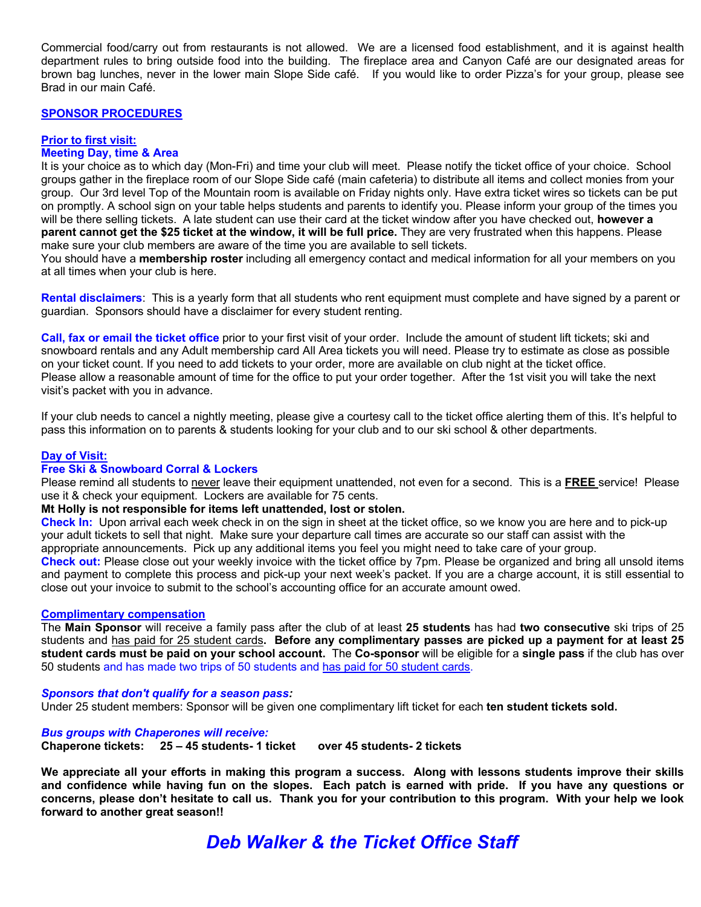Commercial food/carry out from restaurants is not allowed. We are a licensed food establishment, and it is against health department rules to bring outside food into the building. The fireplace area and Canyon Café are our designated areas for brown bag lunches, never in the lower main Slope Side café. If you would like to order Pizza's for your group, please see Brad in our main Café.

## SPONSOR PROCEDURES

### Prior to first visit:

**Meeting Day, time & Area**

It is your choice as to which day (Mon-Fri) and time your club will meet. Please notify the ticket office of your choice. School groups gather in the fireplace room of our Slope Side café (main cafeteria) to distribute all items and collect monies from your group. Our 3rd level Top of the Mountain room is available on Friday nights only. Have extra ticket wires so tickets can be put on promptly. A school sign on your table helps students and parents to identify you. Please inform your group of the times you will be there selling tickets. A late student can use their card at the ticket window after you have checked out, **however a parent cannot get the $25 ticket at the window, it will be full price.** They are very frustrated when this happens. Please make sure your club members are aware of the time you are available to sell tickets.

You should have a **membership roster** including all emergency contact and medical information for all your members on you at all times when your club is here.

**Rental disclaimers**: This is a yearly form that all students who rent equipment must complete and have signed by a parent or guardian. Sponsors should have a disclaimer for every student renting.

**Call, fax or email the ticket office** prior to your first visit of your order. Include the amount of student lift tickets; ski and snowboard rentals and any Adult membership card All Area tickets you will need. Please try to estimate as close as possible on your ticket count. If you need to add tickets to your order, more are available on club night at the ticket office. Please allow a reasonable amount of time for the office to put your order together. After the 1st visit you will take the next visit's packet with you in advance.

If your club needs to cancel a nightly meeting, please give a courtesy call to the ticket office alerting them of this. It's helpful to pass this information on to parents & students looking for your club and to our ski school & other departments.

### Day of Visit:

**Free Ski & Snowboard Corral & Lockers**

Please remind all students to never leave their equipment unattended, not even for a second. This is a **FREE** service! Please use it & check your equipment. Lockers are available for 75 cents.

**Mt Holly is not responsible for items left unattended, lost or stolen.**

**Check In:** Upon arrival each week check in on the sign in sheet at the ticket office, so we know you are here and to pick-up your adult tickets to sell that night. Make sure your departure call times are accurate so our staff can assist with the appropriate announcements. Pick up any additional items you feel you might need to take care of your group.

**Check out:** Please close out your weekly invoice with the ticket office by 7pm. Please be organized and bring all unsold items and payment to complete this process and pick-up your next week's packet. If you are a charge account, it is still essential to close out your invoice to submit to the school's accounting office for an accurate amount owed.

### Complimentary compensation

The **Main Sponsor** will receive a family pass after the club of at least **25 students** has had **two consecutive** ski trips of 25 students and has paid for 25 student cards**. Before any complimentary passes are picked up a payment for at least 25 student cards must be paid on your school account.** The **Co-sponsor** will be eligible for a **single pass** if the club has over 50 students and has made two trips of 50 students and has paid for 50 student cards.

***Sponsors that don't qualify for a season pass:***

Under 25 student members: Sponsor will be given one complimentary lift ticket for each **ten student tickets sold.**

***Bus groups with Chaperones will receive:***

**Chaperone tickets: 25 – 45 students- 1 ticket over 45 students- 2 tickets**

**We appreciate all your efforts in making this program a success. Along with lessons students improve their skills and confidence while having fun on the slopes. Each patch is earned with pride. If you have any questions or concerns, please don't hesitate to call us. Thank you for your contribution to this program. With your help we look forward to another great season!!**

***Deb Walker & the Ticket Office Staff***